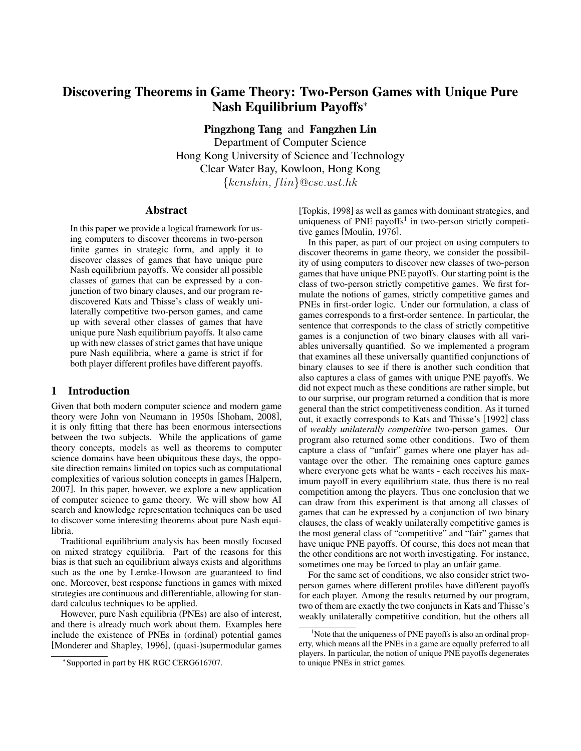# Discovering Theorems in Game Theory: Two-Person Games with Unique Pure Nash Equilibrium Payoffs*

**Pingzhong Tang** and **Fangzhen Lin**
Department of Computer Science
Hong Kong University of Science and Technology
Clear Water Bay, Kowloon, Hong Kong
$\{kenshin, flin\}$@$cse.ust.hk$

## Abstract

In this paper we provide a logical framework for using computers to discover theorems in two-person finite games in strategic form, and apply it to discover classes of games that have unique pure Nash equilibrium payoffs. We consider all possible classes of games that can be expressed by a conjunction of two binary clauses, and our program rediscovered Kats and Thisse's class of weakly unilaterally competitive two-person games, and came up with several other classes of games that have unique pure Nash equilibrium payoffs. It also came up with new classes of strict games that have unique pure Nash equilibria, where a game is strict if for both player different profiles have different payoffs.

## 1 Introduction

Given that both modern computer science and modern game theory were John von Neumann in 1950s [Shoham, 2008], it is only fitting that there has been enormous intersections between the two subjects. While the applications of game theory concepts, models as well as theorems to computer science domains have been ubiquitous these days, the opposite direction remains limited on topics such as computational complexities of various solution concepts in games [Halpern, 2007]. In this paper, however, we explore a new application of computer science to game theory. We will show how AI search and knowledge representation techniques can be used to discover some interesting theorems about pure Nash equilibria.

Traditional equilibrium analysis has been mostly focused on mixed strategy equilibria. Part of the reasons for this bias is that such an equilibrium always exists and algorithms such as the one by Lemke-Howson are guaranteed to find one. Moreover, best response functions in games with mixed strategies are continuous and differentiable, allowing for standard calculus techniques to be applied.

However, pure Nash equilibria (PNEs) are also of interest, and there is already much work about them. Examples here include the existence of PNEs in (ordinal) potential games [Monderer and Shapley, 1996], (quasi-)supermodular games [Topkis, 1998] as well as games with dominant strategies, and uniqueness of PNE payoffs[1] in two-person strictly competitive games [Moulin, 1976].

In this paper, as part of our project on using computers to discover theorems in game theory, we consider the possibility of using computers to discover new classes of two-person games that have unique PNE payoffs. Our starting point is the class of two-person strictly competitive games. We first formulate the notions of games, strictly competitive games and PNEs in first-order logic. Under our formulation, a class of games corresponds to a first-order sentence. In particular, the sentence that corresponds to the class of strictly competitive games is a conjunction of two binary clauses with all variables universally quantified. So we implemented a program that examines all these universally quantified conjunctions of binary clauses to see if there is another such condition that also captures a class of games with unique PNE payoffs. We did not expect much as these conditions are rather simple, but to our surprise, our program returned a condition that is more general than the strict competitiveness condition. As it turned out, it exactly corresponds to Kats and Thisse's [1992] class of *weakly unilaterally competitive* two-person games. Our program also returned some other conditions. Two of them capture a class of "unfair" games where one player has advantage over the other. The remaining ones capture games where everyone gets what he wants - each receives his maximum payoff in every equilibrium state, thus there is no real competition among the players. Thus one conclusion that we can draw from this experiment is that among all classes of games that can be expressed by a conjunction of two binary clauses, the class of weakly unilaterally competitive games is the most general class of "competitive" and "fair" games that have unique PNE payoffs. Of course, this does not mean that the other conditions are not worth investigating. For instance, sometimes one may be forced to play an unfair game.

For the same set of conditions, we also consider strict two-person games where different profiles have different payoffs for each player. Among the results returned by our program, two of them are exactly the two conjuncts in Kats and Thisse's weakly unilaterally competitive condition, but the others all

*Supported in part by HK RGC CERG616707.

[1] Note that the uniqueness of PNE payoffs is also an ordinal property, which means all the PNEs in a game are equally preferred to all players. In particular, the notion of unique PNE payoffs degenerates to unique PNEs in strict games.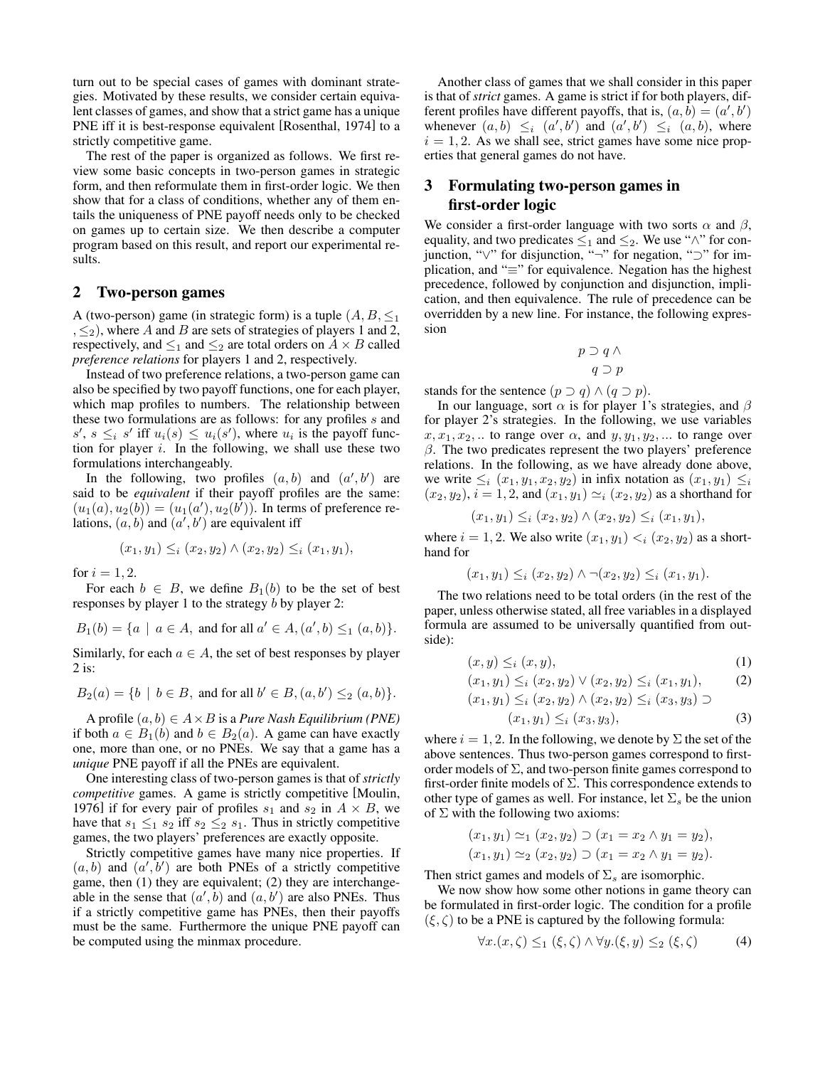turn out to be special cases of games with dominant strategies. Motivated by these results, we consider certain equivalent classes of games, and show that a strict game has a unique PNE iff it is best-response equivalent [Rosenthal, 1974] to a strictly competitive game.

The rest of the paper is organized as follows. We first review some basic concepts in two-person games in strategic form, and then reformulate them in first-order logic. We then show that for a class of conditions, whether any of them entails the uniqueness of PNE payoff needs only to be checked on games up to certain size. We then describe a computer program based on this result, and report our experimental results.

## 2 Two-person games

A (two-person) game (in strategic form) is a tuple $(A, B, \leq_1, \leq_2)$, where $A$ and $B$ are sets of strategies of players 1 and 2, respectively, and $\leq_1$ and $\leq_2$ are total orders on $A \times B$ called *preference relations* for players 1 and 2, respectively.

Instead of two preference relations, a two-person game can also be specified by two payoff functions, one for each player, which map profiles to numbers. The relationship between these two formulations are as follows: for any profiles $s$ and $s'$, $s \leq_i s'$ iff $u_i(s) \leq u_i(s')$, where $u_i$ is the payoff function for player $i$. In the following, we shall use these two formulations interchangeably.

In the following, two profiles $(a, b)$ and $(a', b')$ are said to be *equivalent* if their payoff profiles are the same: $(u_1(a), u_2(b)) = (u_1(a'), u_2(b'))$. In terms of preference relations, $(a, b)$ and $(a', b')$ are equivalent iff

$$(x_1, y_1) \leq_i (x_2, y_2) \wedge (x_2, y_2) \leq_i (x_1, y_1),$$

for $i = 1, 2$.

For each $b \in B$, we define $B_1(b)$ to be the set of best responses by player 1 to the strategy $b$ by player 2:

$$B_1(b) = \{a \mid a \in A, \text{ and for all } a' \in A, (a', b) \leq_1 (a, b)\}.$$

Similarly, for each $a \in A$, the set of best responses by player 2 is:

$$B_2(a) = \{b \mid b \in B, \text{ and for all } b' \in B, (a, b') \leq_2 (a, b)\}.$$

A profile $(a, b) \in A \times B$ is a *Pure Nash Equilibrium (PNE)* if both $a \in B_1(b)$ and $b \in B_2(a)$. A game can have exactly one, more than one, or no PNEs. We say that a game has a *unique* PNE payoff if all the PNEs are equivalent.

One interesting class of two-person games is that of *strictly competitive* games. A game is strictly competitive [Moulin, 1976] if for every pair of profiles $s_1$ and $s_2$ in $A \times B$, we have that $s_1 \leq_1 s_2$ iff $s_2 \leq_2 s_1$. Thus in strictly competitive games, the two players' preferences are exactly opposite.

Strictly competitive games have many nice properties. If $(a, b)$ and $(a', b')$ are both PNEs of a strictly competitive game, then (1) they are equivalent; (2) they are interchangeable in the sense that $(a', b)$ and $(a, b')$ are also PNEs. Thus if a strictly competitive game has PNEs, then their payoffs must be the same. Furthermore the unique PNE payoff can be computed using the minmax procedure.

Another class of games that we shall consider in this paper is that of *strict* games. A game is strict if for both players, different profiles have different payoffs, that is, $(a, b) = (a', b')$ whenever $(a, b) \leq_i (a', b')$ and $(a', b') \leq_i (a, b)$, where $i = 1, 2$. As we shall see, strict games have some nice properties that general games do not have.

## 3 Formulating two-person games in first-order logic

We consider a first-order language with two sorts $\alpha$ and $\beta$, equality, and two predicates $\leq_1$ and $\leq_2$. We use "$\wedge$" for conjunction, "$\vee$" for disjunction, "$\neg$" for negation, "$\supset$" for implication, and "$\equiv$" for equivalence. Negation has the highest precedence, followed by conjunction and disjunction, implication, and then equivalence. The rule of precedence can be overridden by a new line. For instance, the following expression

$$\begin{aligned} &p \supset q \wedge \\ &\quad q \supset p \end{aligned}$$

stands for the sentence $(p \supset q) \wedge (q \supset p)$.

In our language, sort $\alpha$ is for player 1's strategies, and $\beta$ for player 2's strategies. In the following, we use variables $x, x_1, x_2, ..$ to range over $\alpha$, and $y, y_1, y_2, ...$ to range over $\beta$. The two predicates represent the two players' preference relations. In the following, as we have already done above, we write $\leq_i (x_1, y_1, x_2, y_2)$ in infix notation as $(x_1, y_1) \leq_i (x_2, y_2)$, $i = 1, 2$, and $(x_1, y_1) \simeq_i (x_2, y_2)$ as a shorthand for

$$(x_1, y_1) \leq_i (x_2, y_2) \wedge (x_2, y_2) \leq_i (x_1, y_1),$$

where $i = 1, 2$. We also write $(x_1, y_1) <_i (x_2, y_2)$ as a shorthand for

$$(x_1, y_1) \leq_i (x_2, y_2) \wedge \neg(x_2, y_2) \leq_i (x_1, y_1).$$

The two relations need to be total orders (in the rest of the paper, unless otherwise stated, all free variables in a displayed formula are assumed to be universally quantified from outside):

$$(x, y) \leq_i (x, y), \tag{1}$$

$$(x_1, y_1) \leq_i (x_2, y_2) \vee (x_2, y_2) \leq_i (x_1, y_1), \tag{2}$$

$$\begin{aligned} &(x_1, y_1) \leq_i (x_2, y_2) \wedge (x_2, y_2) \leq_i (x_3, y_3) \supset \\ &\quad (x_1, y_1) \leq_i (x_3, y_3), \end{aligned} \tag{3}$$

where $i = 1, 2$. In the following, we denote by $\Sigma$ the set of the above sentences. Thus two-person games correspond to first-order models of $\Sigma$, and two-person finite games correspond to first-order finite models of $\Sigma$. This correspondence extends to other type of games as well. For instance, let $\Sigma_s$ be the union of $\Sigma$ with the following two axioms:

$$(x_1, y_1) \simeq_1 (x_2, y_2) \supset (x_1 = x_2 \wedge y_1 = y_2),$$

$$(x_1, y_1) \simeq_2 (x_2, y_2) \supset (x_1 = x_2 \wedge y_1 = y_2).$$

Then strict games and models of $\Sigma_s$ are isomorphic.

We now show how some other notions in game theory can be formulated in first-order logic. The condition for a profile $(\xi, \zeta)$ to be a PNE is captured by the following formula:

$$\forall x.(x, \zeta) \leq_1 (\xi, \zeta) \wedge \forall y.(\xi, y) \leq_2 (\xi, \zeta) \tag{4}$$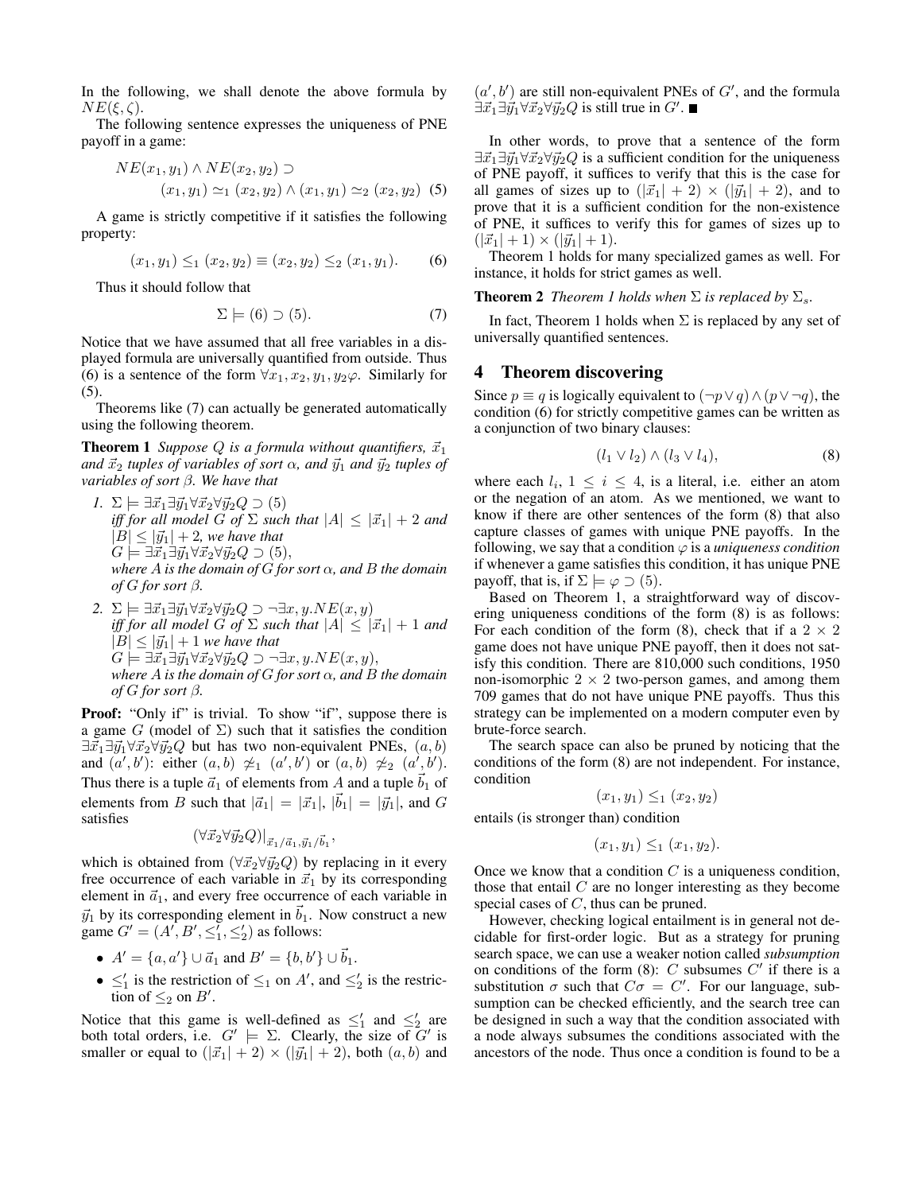In the following, we shall denote the above formula by $NE(\xi, \zeta)$.

The following sentence expresses the uniqueness of PNE payoff in a game:

$$NE(x_1, y_1) \wedge NE(x_2, y_2) \supset (x_1, y_1) \simeq_1 (x_2, y_2) \wedge (x_1, y_1) \simeq_2 (x_2, y_2) \quad (5)$$

A game is strictly competitive if it satisfies the following property:

$$(x_1, y_1) \leq_1 (x_2, y_2) \equiv (x_2, y_2) \leq_2 (x_1, y_1). \quad (6)$$

Thus it should follow that

$$\Sigma \models (6) \supset (5). \quad (7)$$

Notice that we have assumed that all free variables in a displayed formula are universally quantified from outside. Thus (6) is a sentence of the form $\forall x_1, x_2, y_1, y_2 \varphi$. Similarly for (5).

Theorems like (7) can actually be generated automatically using the following theorem.

**Theorem 1** *Suppose $Q$ is a formula without quantifiers, $\vec{x}_1$ and $\vec{x}_2$ tuples of variables of sort $\alpha$, and $\vec{y}_1$ and $\vec{y}_2$ tuples of variables of sort $\beta$. We have that*

1. $\Sigma \models \exists \vec{x}_1 \exists \vec{y}_1 \forall \vec{x}_2 \forall \vec{y}_2 Q \supset (5)$ *iff for all model $G$ of $\Sigma$ such that $|A| \leq |\vec{x}_1| + 2$ and $|B| \leq |\vec{y}_1| + 2$, we have that* $G \models \exists \vec{x}_1 \exists \vec{y}_1 \forall \vec{x}_2 \forall \vec{y}_2 Q \supset (5)$, *where $A$ is the domain of $G$ for sort $\alpha$, and $B$ the domain of $G$ for sort $\beta$.*
2. $\Sigma \models \exists \vec{x}_1 \exists \vec{y}_1 \forall \vec{x}_2 \forall \vec{y}_2 Q \supset \neg \exists x, y. NE(x, y)$ *iff for all model $G$ of $\Sigma$ such that $|A| \leq |\vec{x}_1| + 1$ and $|B| \leq |\vec{y}_1| + 1$ we have that* $G \models \exists \vec{x}_1 \exists \vec{y}_1 \forall \vec{x}_2 \forall \vec{y}_2 Q \supset \neg \exists x, y. NE(x, y)$, *where $A$ is the domain of $G$ for sort $\alpha$, and $B$ the domain of $G$ for sort $\beta$.*

**Proof:** "Only if" is trivial. To show "if", suppose there is a game $G$ (model of $\Sigma$) such that it satisfies the condition $\exists \vec{x}_1 \exists \vec{y}_1 \forall \vec{x}_2 \forall \vec{y}_2 Q$ but has two non-equivalent PNEs, $(a, b)$ and $(a', b')$: either $(a, b) \not\simeq_1 (a', b')$ or $(a, b) \not\simeq_2 (a', b')$. Thus there is a tuple $\vec{a}_1$ of elements from $A$ and a tuple $\vec{b}_1$ of elements from $B$ such that $|\vec{a}_1| = |\vec{x}_1|$, $|\vec{b}_1| = |\vec{y}_1|$, and $G$ satisfies

$$(\forall \vec{x}_2 \forall \vec{y}_2 Q)|_{\vec{x}_1 / \vec{a}_1, \vec{y}_1 / \vec{b}_1},$$

which is obtained from $(\forall \vec{x}_2 \forall \vec{y}_2 Q)$ by replacing in it every free occurrence of each variable in $\vec{x}_1$ by its corresponding element in $\vec{a}_1$, and every free occurrence of each variable in $\vec{y}_1$ by its corresponding element in $\vec{b}_1$. Now construct a new game $G' = (A', B', \leq_1', \leq_2')$ as follows:

- $A' = \{a, a'\} \cup \vec{a}_1$ and $B' = \{b, b'\} \cup \vec{b}_1$.
- $\leq_1'$ is the restriction of $\leq_1$ on $A'$, and $\leq_2'$ is the restriction of $\leq_2$ on $B'$.

Notice that this game is well-defined as $\leq_1'$ and $\leq_2'$ are both total orders, i.e. $G' \models \Sigma$. Clearly, the size of $G'$ is smaller or equal to $(|\vec{x}_1| + 2) \times (|\vec{y}_1| + 2)$, both $(a, b)$ and $(a', b')$ are still non-equivalent PNEs of $G'$, and the formula $\exists \vec{x}_1 \exists \vec{y}_1 \forall \vec{x}_2 \forall \vec{y}_2 Q$ is still true in $G'$. ■

In other words, to prove that a sentence of the form $\exists \vec{x}_1 \exists \vec{y}_1 \forall \vec{x}_2 \forall \vec{y}_2 Q$ is a sufficient condition for the uniqueness of PNE payoff, it suffices to verify that this is the case for all games of sizes up to $(|\vec{x}_1| + 2) \times (|\vec{y}_1| + 2)$, and to prove that it is a sufficient condition for the non-existence of PNE, it suffices to verify this for games of sizes up to $(|\vec{x}_1| + 1) \times (|\vec{y}_1| + 1)$.

Theorem 1 holds for many specialized games as well. For instance, it holds for strict games as well.

**Theorem 2** *Theorem 1 holds when $\Sigma$ is replaced by $\Sigma_s$.*

In fact, Theorem 1 holds when $\Sigma$ is replaced by any set of universally quantified sentences.

## 4 Theorem discovering

Since $p \equiv q$ is logically equivalent to $(\neg p \vee q) \wedge (p \vee \neg q)$, the condition (6) for strictly competitive games can be written as a conjunction of two binary clauses:

$$(l_1 \vee l_2) \wedge (l_3 \vee l_4), \quad (8)$$

where each $l_i$, $1 \leq i \leq 4$, is a literal, i.e. either an atom or the negation of an atom. As we mentioned, we want to know if there are other sentences of the form (8) that also capture classes of games with unique PNE payoffs. In the following, we say that a condition $\varphi$ is a *uniqueness condition* if whenever a game satisfies this condition, it has unique PNE payoff, that is, if $\Sigma \models \varphi \supset (5)$.

Based on Theorem 1, a straightforward way of discovering uniqueness conditions of the form (8) is as follows: For each condition of the form (8), check that if a $2 \times 2$ game does not have unique PNE payoff, then it does not satisfy this condition. There are 810,000 such conditions, 1950 non-isomorphic $2 \times 2$ two-person games, and among them 709 games that do not have unique PNE payoffs. Thus this strategy can be implemented on a modern computer even by brute-force search.

The search space can also be pruned by noticing that the conditions of the form (8) are not independent. For instance, condition

$$(x_1, y_1) \leq_1 (x_2, y_2)$$

entails (is stronger than) condition

$$(x_1, y_1) \leq_1 (x_1, y_2).$$

Once we know that a condition $C$ is a uniqueness condition, those that entail $C$ are no longer interesting as they become special cases of $C$, thus can be pruned.

However, checking logical entailment is in general not decidable for first-order logic. But as a strategy for pruning search space, we can use a weaker notion called *subsumption* on conditions of the form (8): $C$ subsumes $C'$ if there is a substitution $\sigma$ such that $C\sigma = C'$. For our language, subsumption can be checked efficiently, and the search tree can be designed in such a way that the condition associated with a node always subsumes the conditions associated with the ancestors of the node. Thus once a condition is found to be a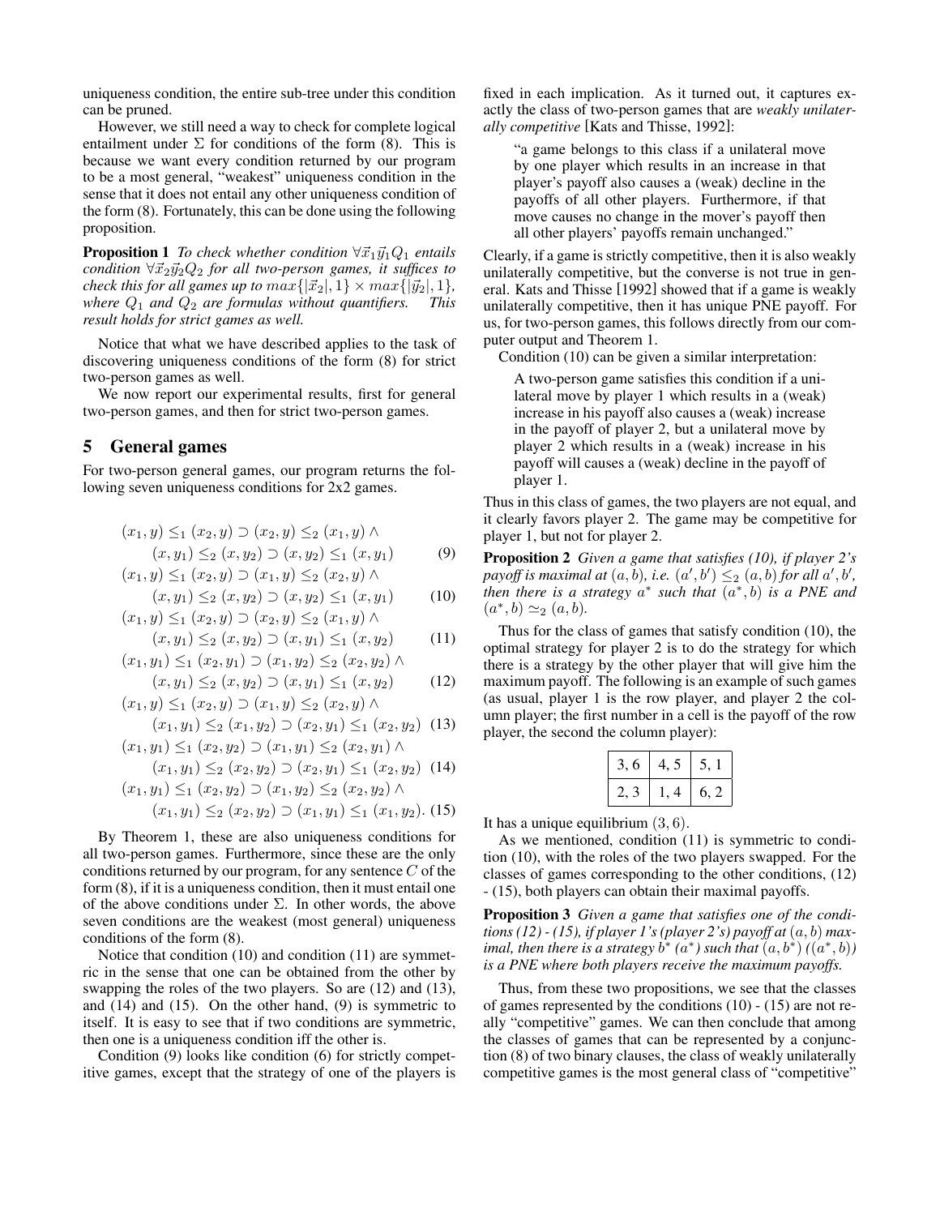uniqueness condition, the entire sub-tree under this condition can be pruned.

However, we still need a way to check for complete logical entailment under $\Sigma$ for conditions of the form (8). This is because we want every condition returned by our program to be a most general, "weakest" uniqueness condition in the sense that it does not entail any other uniqueness condition of the form (8). Fortunately, this can be done using the following proposition.

**Proposition 1** *To check whether condition $\forall \vec{x}_1 \vec{y}_1 Q_1$ entails condition $\forall \vec{x}_2 \vec{y}_2 Q_2$ for all two-person games, it suffices to check this for all games up to $max\{|\vec{x}_2|, 1\} \times max\{|\vec{y}_2|, 1\}$, where $Q_1$ and $Q_2$ are formulas without quantifiers. This result holds for strict games as well.*

Notice that what we have described applies to the task of discovering uniqueness conditions of the form (8) for strict two-person games as well.

We now report our experimental results, first for general two-person games, and then for strict two-person games.

## 5 General games

For two-person general games, our program returns the following seven uniqueness conditions for 2x2 games.

$$(x_1, y) \leq_1 (x_2, y) \supset (x_2, y) \leq_2 (x_1, y) \land$$
$$(x, y_1) \leq_2 (x, y_2) \supset (x, y_2) \leq_1 (x, y_1) \quad (9)$$

$$(x_1, y) \leq_1 (x_2, y) \supset (x_1, y) \leq_2 (x_2, y) \land$$
$$(x, y_1) \leq_2 (x, y_2) \supset (x, y_2) \leq_1 (x, y_1) \quad (10)$$

$$(x_1, y) \leq_1 (x_2, y) \supset (x_2, y) \leq_2 (x_1, y) \land$$
$$(x, y_1) \leq_2 (x, y_2) \supset (x, y_1) \leq_1 (x, y_2) \quad (11)$$

$$(x_1, y_1) \leq_1 (x_2, y_1) \supset (x_1, y_2) \leq_2 (x_2, y_2) \land$$
$$(x, y_1) \leq_2 (x, y_2) \supset (x, y_1) \leq_1 (x, y_2) \quad (12)$$

$$(x_1, y) \leq_1 (x_2, y) \supset (x_1, y) \leq_2 (x_2, y) \land$$
$$(x_1, y_1) \leq_2 (x_1, y_2) \supset (x_2, y_1) \leq_1 (x_2, y_2) \quad (13)$$

$$(x_1, y_1) \leq_1 (x_2, y_2) \supset (x_1, y_1) \leq_2 (x_2, y_1) \land$$
$$(x_1, y_1) \leq_2 (x_2, y_2) \supset (x_2, y_1) \leq_1 (x_2, y_2) \quad (14)$$

$$(x_1, y_1) \leq_1 (x_2, y_2) \supset (x_1, y_2) \leq_2 (x_2, y_2) \land$$
$$(x_1, y_1) \leq_2 (x_2, y_2) \supset (x_1, y_1) \leq_1 (x_1, y_2). \quad (15)$$

By Theorem 1, these are also uniqueness conditions for all two-person games. Furthermore, since these are the only conditions returned by our program, for any sentence $C$ of the form (8), if it is a uniqueness condition, then it must entail one of the above conditions under $\Sigma$. In other words, the above seven conditions are the weakest (most general) uniqueness conditions of the form (8).

Notice that condition (10) and condition (11) are symmetric in the sense that one can be obtained from the other by swapping the roles of the two players. So are (12) and (13), and (14) and (15). On the other hand, (9) is symmetric to itself. It is easy to see that if two conditions are symmetric, then one is a uniqueness condition iff the other is.

Condition (9) looks like condition (6) for strictly competitive games, except that the strategy of one of the players is fixed in each implication. As it turned out, it captures exactly the class of two-person games that are *weakly unilaterally competitive* [Kats and Thisse, 1992]:

> "a game belongs to this class if a unilateral move by one player which results in an increase in that player's payoff also causes a (weak) decline in the payoffs of all other players. Furthermore, if that move causes no change in the mover's payoff then all other players' payoffs remain unchanged."

Clearly, if a game is strictly competitive, then it is also weakly unilaterally competitive, but the converse is not true in general. Kats and Thisse [1992] showed that if a game is weakly unilaterally competitive, then it has unique PNE payoff. For us, for two-person games, this follows directly from our computer output and Theorem 1.

Condition (10) can be given a similar interpretation:

> A two-person game satisfies this condition if a unilateral move by player 1 which results in a (weak) increase in his payoff also causes a (weak) increase in the payoff of player 2, but a unilateral move by player 2 which results in a (weak) increase in his payoff will causes a (weak) decline in the payoff of player 1.

Thus in this class of games, the two players are not equal, and it clearly favors player 2. The game may be competitive for player 1, but not for player 2.

**Proposition 2** *Given a game that satisfies (10), if player 2's payoff is maximal at $(a, b)$, i.e. $(a', b') \leq_2 (a, b)$ for all $a', b'$, then there is a strategy $a^*$ such that $(a^*, b)$ is a PNE and $(a^*, b) \simeq_2 (a, b)$.*

Thus for the class of games that satisfy condition (10), the optimal strategy for player 2 is to do the strategy for which there is a strategy by the other player that will give him the maximum payoff. The following is an example of such games (as usual, player 1 is the row player, and player 2 the column player; the first number in a cell is the payoff of the row player, the second the column player):

| | | |
|---|---|---|
| 3, 6 | 4, 5 | 5, 1 |
| 2, 3 | 1, 4 | 6, 2 |

It has a unique equilibrium $(3, 6)$.

As we mentioned, condition (11) is symmetric to condition (10), with the roles of the two players swapped. For the classes of games corresponding to the other conditions, (12) - (15), both players can obtain their maximal payoffs.

**Proposition 3** *Given a game that satisfies one of the conditions (12) - (15), if player 1's (player 2's) payoff at $(a, b)$ maximal, then there is a strategy $b^*$ ($a^*$) such that $(a, b^*)$ ($(a^*, b)$) is a PNE where both players receive the maximum payoffs.*

Thus, from these two propositions, we see that the classes of games represented by the conditions (10) - (15) are not really "competitive" games. We can then conclude that among the classes of games that can be represented by a conjunction (8) of two binary clauses, the class of weakly unilaterally competitive games is the most general class of "competitive"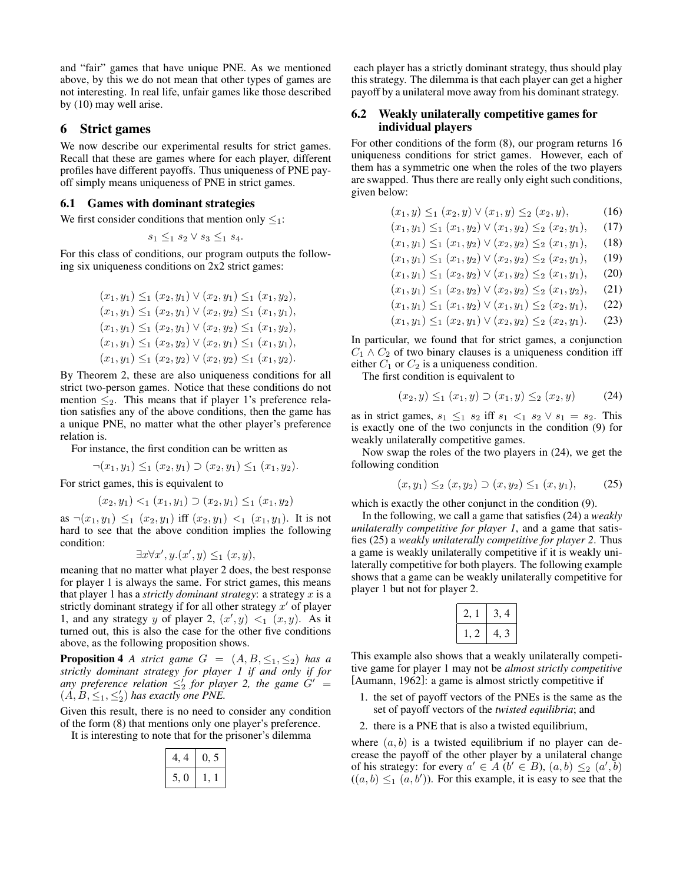and "fair" games that have unique PNE. As we mentioned above, by this we do not mean that other types of games are not interesting. In real life, unfair games like those described by (10) may well arise.

## 6 Strict games

We now describe our experimental results for strict games. Recall that these are games where for each player, different profiles have different payoffs. Thus uniqueness of PNE payoff simply means uniqueness of PNE in strict games.

### 6.1 Games with dominant strategies

We first consider conditions that mention only $\leq_1$:

$$s_1 \leq_1 s_2 \vee s_3 \leq_1 s_4.$$

For this class of conditions, our program outputs the following six uniqueness conditions on 2x2 strict games:

$$(x_1, y_1) \leq_1 (x_2, y_1) \vee (x_2, y_1) \leq_1 (x_1, y_2),$$
$$(x_1, y_1) \leq_1 (x_2, y_1) \vee (x_2, y_2) \leq_1 (x_1, y_1),$$
$$(x_1, y_1) \leq_1 (x_2, y_1) \vee (x_2, y_2) \leq_1 (x_1, y_2),$$
$$(x_1, y_1) \leq_1 (x_2, y_2) \vee (x_2, y_1) \leq_1 (x_1, y_1),$$
$$(x_1, y_1) \leq_1 (x_2, y_2) \vee (x_2, y_2) \leq_1 (x_1, y_2).$$

By Theorem 2, these are also uniqueness conditions for all strict two-person games. Notice that these conditions do not mention $\leq_2$. This means that if player 1's preference relation satisfies any of the above conditions, then the game has a unique PNE, no matter what the other player's preference relation is.

For instance, the first condition can be written as

$$\neg(x_1, y_1) \leq_1 (x_2, y_1) \supset (x_2, y_1) \leq_1 (x_1, y_2).$$

For strict games, this is equivalent to

$$(x_2, y_1) <_1 (x_1, y_1) \supset (x_2, y_1) \leq_1 (x_1, y_2)$$

as $\neg(x_1, y_1) \leq_1 (x_2, y_1)$ iff $(x_2, y_1) <_1 (x_1, y_1)$. It is not hard to see that the above condition implies the following condition:

$$\exists x \forall x', y.(x', y) \leq_1 (x, y),$$

meaning that no matter what player 2 does, the best response for player 1 is always the same. For strict games, this means that player 1 has a *strictly dominant strategy*: a strategy $x$ is a strictly dominant strategy if for all other strategy $x'$ of player 1, and any strategy $y$ of player 2, $(x', y) <_1 (x, y)$. As it turned out, this is also the case for the other five conditions above, as the following proposition shows.

**Proposition 4** *A strict game $G = (A, B, \leq_1, \leq_2)$ has a strictly dominant strategy for player 1 if and only if for any preference relation $\leq'_2$ for player 2, the game $G' = (A, B, \leq_1, \leq'_2)$ has exactly one PNE.*

Given this result, there is no need to consider any condition of the form (8) that mentions only one player's preference.

It is interesting to note that for the prisoner's dilemma

| 4, 4 | 0, 5 |
|---|---|
| 5, 0 | 1, 1 |

each player has a strictly dominant strategy, thus should play this strategy. The dilemma is that each player can get a higher payoff by a unilateral move away from his dominant strategy.

### 6.2 Weakly unilaterally competitive games for individual players

For other conditions of the form (8), our program returns 16 uniqueness conditions for strict games. However, each of them has a symmetric one when the roles of the two players are swapped. Thus there are really only eight such conditions, given below:

$$(x_1, y) \leq_1 (x_2, y) \vee (x_1, y) \leq_2 (x_2, y), \tag{16}$$
$$(x_1, y_1) \leq_1 (x_1, y_2) \vee (x_1, y_2) \leq_2 (x_2, y_1), \tag{17}$$
$$(x_1, y_1) \leq_1 (x_1, y_2) \vee (x_2, y_2) \leq_2 (x_1, y_1), \tag{18}$$
$$(x_1, y_1) \leq_1 (x_1, y_2) \vee (x_2, y_2) \leq_2 (x_2, y_1), \tag{19}$$
$$(x_1, y_1) \leq_1 (x_2, y_2) \vee (x_1, y_2) \leq_2 (x_1, y_1), \tag{20}$$
$$(x_1, y_1) \leq_1 (x_2, y_2) \vee (x_2, y_2) \leq_2 (x_1, y_2), \tag{21}$$
$$(x_1, y_1) \leq_1 (x_1, y_2) \vee (x_1, y_1) \leq_2 (x_2, y_1), \tag{22}$$
$$(x_1, y_1) \leq_1 (x_2, y_1) \vee (x_2, y_2) \leq_2 (x_2, y_1). \tag{23}$$

In particular, we found that for strict games, a conjunction $C_1 \wedge C_2$ of two binary clauses is a uniqueness condition iff either $C_1$ or $C_2$ is a uniqueness condition.

The first condition is equivalent to

$$(x_2, y) \leq_1 (x_1, y) \supset (x_1, y) \leq_2 (x_2, y) \tag{24}$$

as in strict games, $s_1 \leq_1 s_2$ iff $s_1 <_1 s_2 \vee s_1 = s_2$. This is exactly one of the two conjuncts in the condition (9) for weakly unilaterally competitive games.

Now swap the roles of the two players in (24), we get the following condition

$$(x, y_1) \leq_2 (x, y_2) \supset (x, y_2) \leq_1 (x, y_1), \tag{25}$$

which is exactly the other conjunct in the condition (9).

In the following, we call a game that satisfies (24) a *weakly unilaterally competitive for player 1*, and a game that satisfies (25) a *weakly unilaterally competitive for player 2*. Thus a game is weakly unilaterally competitive if it is weakly unilaterally competitive for both players. The following example shows that a game can be weakly unilaterally competitive for player 1 but not for player 2.

| 2, 1 | 3, 4 |
|---|---|
| 1, 2 | 4, 3 |

This example also shows that a weakly unilaterally competitive game for player 1 may not be *almost strictly competitive* [Aumann, 1962]: a game is almost strictly competitive if

1. the set of payoff vectors of the PNEs is the same as the set of payoff vectors of the *twisted equilibria*; and
2. there is a PNE that is also a twisted equilibrium,

where $(a, b)$ is a twisted equilibrium if no player can decrease the payoff of the other player by a unilateral change of his strategy: for every $a' \in A$ ($b' \in B$), $(a, b) \leq_2 (a', b)$ ($(a, b) \leq_1 (a, b')$). For this example, it is easy to see that the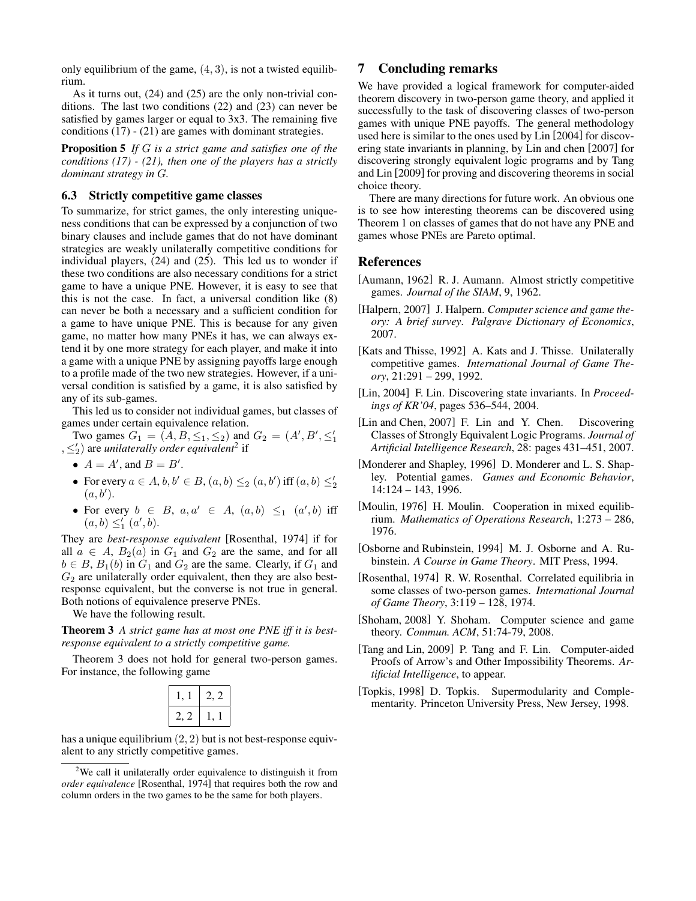only equilibrium of the game, $(4, 3)$, is not a twisted equilibrium.

As it turns out, (24) and (25) are the only non-trivial conditions. The last two conditions (22) and (23) can never be satisfied by games larger or equal to 3x3. The remaining five conditions (17) - (21) are games with dominant strategies.

**Proposition 5** *If $G$ is a strict game and satisfies one of the conditions (17) - (21), then one of the players has a strictly dominant strategy in $G$.*

### 6.3 Strictly competitive game classes

To summarize, for strict games, the only interesting uniqueness conditions that can be expressed by a conjunction of two binary clauses and include games that do not have dominant strategies are weakly unilaterally competitive conditions for individual players, (24) and (25). This led us to wonder if these two conditions are also necessary conditions for a strict game to have a unique PNE. However, it is easy to see that this is not the case. In fact, a universal condition like (8) can never be both a necessary and a sufficient condition for a game to have unique PNE. This is because for any given game, no matter how many PNEs it has, we can always extend it by one more strategy for each player, and make it into a game with a unique PNE by assigning payoffs large enough to a profile made of the two new strategies. However, if a universal condition is satisfied by a game, it is also satisfied by any of its sub-games.

This led us to consider not individual games, but classes of games under certain equivalence relation.

Two games $G_1 = (A, B, \leq_1, \leq_2)$ and $G_2 = (A', B', \leq_1', \leq_2')$ are *unilaterally order equivalent*[2] if

- $A = A'$, and $B = B'$.
- For every $a \in A, b, b' \in B$, $(a, b) \leq_2 (a, b')$ iff $(a, b) \leq_2' (a, b')$.
- For every $b \in B$, $a, a' \in A$, $(a, b) \leq_1 (a', b)$ iff $(a, b) \leq_1' (a', b)$.

They are *best-response equivalent* [Rosenthal, 1974] if for all $a \in A$, $B_2(a)$ in $G_1$ and $G_2$ are the same, and for all $b \in B$, $B_1(b)$ in $G_1$ and $G_2$ are the same. Clearly, if $G_1$ and $G_2$ are unilaterally order equivalent, then they are also best-response equivalent, but the converse is not true in general. Both notions of equivalence preserve PNEs.

We have the following result.

**Theorem 3** *A strict game has at most one PNE iff it is best-response equivalent to a strictly competitive game.*

Theorem 3 does not hold for general two-person games. For instance, the following game

| | |
|---|---|
| 1, 1 | 2, 2 |
| 2, 2 | 1, 1 |

has a unique equilibrium $(2, 2)$ but is not best-response equivalent to any strictly competitive games.

[2] We call it unilaterally order equivalence to distinguish it from *order equivalence* [Rosenthal, 1974] that requires both the row and column orders in the two games to be the same for both players.

## 7 Concluding remarks

We have provided a logical framework for computer-aided theorem discovery in two-person game theory, and applied it successfully to the task of discovering classes of two-person games with unique PNE payoffs. The general methodology used here is similar to the ones used by Lin [2004] for discovering state invariants in planning, by Lin and chen [2007] for discovering strongly equivalent logic programs and by Tang and Lin [2009] for proving and discovering theorems in social choice theory.

There are many directions for future work. An obvious one is to see how interesting theorems can be discovered using Theorem 1 on classes of games that do not have any PNE and games whose PNEs are Pareto optimal.

## References

[Aumann, 1962] R. J. Aumann. Almost strictly competitive games. *Journal of the SIAM*, 9, 1962.

[Halpern, 2007] J. Halpern. *Computer science and game theory: A brief survey*. *Palgrave Dictionary of Economics*, 2007.

[Kats and Thisse, 1992] A. Kats and J. Thisse. Unilaterally competitive games. *International Journal of Game Theory*, 21:291 – 299, 1992.

[Lin, 2004] F. Lin. Discovering state invariants. In *Proceedings of KR'04*, pages 536–544, 2004.

[Lin and Chen, 2007] F. Lin and Y. Chen. Discovering Classes of Strongly Equivalent Logic Programs. *Journal of Artificial Intelligence Research*, 28: pages 431–451, 2007.

[Monderer and Shapley, 1996] D. Monderer and L. S. Shapley. Potential games. *Games and Economic Behavior*, 14:124 – 143, 1996.

[Moulin, 1976] H. Moulin. Cooperation in mixed equilibrium. *Mathematics of Operations Research*, 1:273 – 286, 1976.

[Osborne and Rubinstein, 1994] M. J. Osborne and A. Rubinstein. *A Course in Game Theory*. MIT Press, 1994.

[Rosenthal, 1974] R. W. Rosenthal. Correlated equilibria in some classes of two-person games. *International Journal of Game Theory*, 3:119 – 128, 1974.

[Shoham, 2008] Y. Shoham. Computer science and game theory. *Commun. ACM*, 51:74-79, 2008.

[Tang and Lin, 2009] P. Tang and F. Lin. Computer-aided Proofs of Arrow's and Other Impossibility Theorems. *Artificial Intelligence*, to appear.

[Topkis, 1998] D. Topkis. Supermodularity and Complementarity. Princeton University Press, New Jersey, 1998.